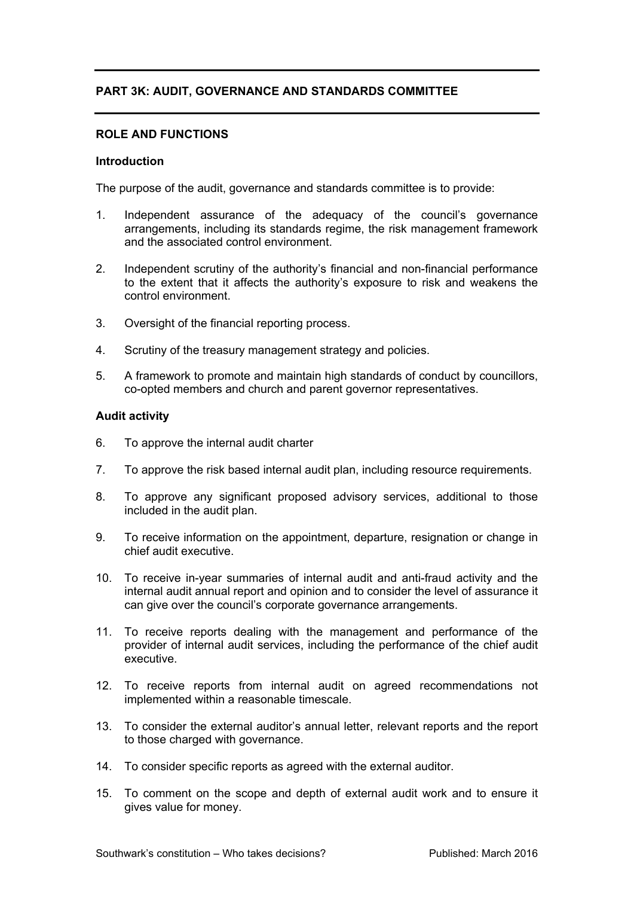# PART 3K: AUDIT, GOVERNANCE AND STANDARDS COMMITTEE

## ROLE AND FUNCTIONS

### Introduction

The purpose of the audit, governance and standards committee is to provide:

1. Independent assurance of the adequacy of the council's governance arrangements, including its standards regime, the risk management framework and the associated control environment.

2. Independent scrutiny of the authority's financial and non-financial performance to the extent that it affects the authority's exposure to risk and weakens the control environment.

3. Oversight of the financial reporting process.

4. Scrutiny of the treasury management strategy and policies.

5. A framework to promote and maintain high standards of conduct by councillors, co-opted members and church and parent governor representatives.

### Audit activity

6. To approve the internal audit charter

7. To approve the risk based internal audit plan, including resource requirements.

8. To approve any significant proposed advisory services, additional to those included in the audit plan.

9. To receive information on the appointment, departure, resignation or change in chief audit executive.

10. To receive in-year summaries of internal audit and anti-fraud activity and the internal audit annual report and opinion and to consider the level of assurance it can give over the council's corporate governance arrangements.

11. To receive reports dealing with the management and performance of the provider of internal audit services, including the performance of the chief audit executive.

12. To receive reports from internal audit on agreed recommendations not implemented within a reasonable timescale.

13. To consider the external auditor's annual letter, relevant reports and the report to those charged with governance.

14. To consider specific reports as agreed with the external auditor.

15. To comment on the scope and depth of external audit work and to ensure it gives value for money.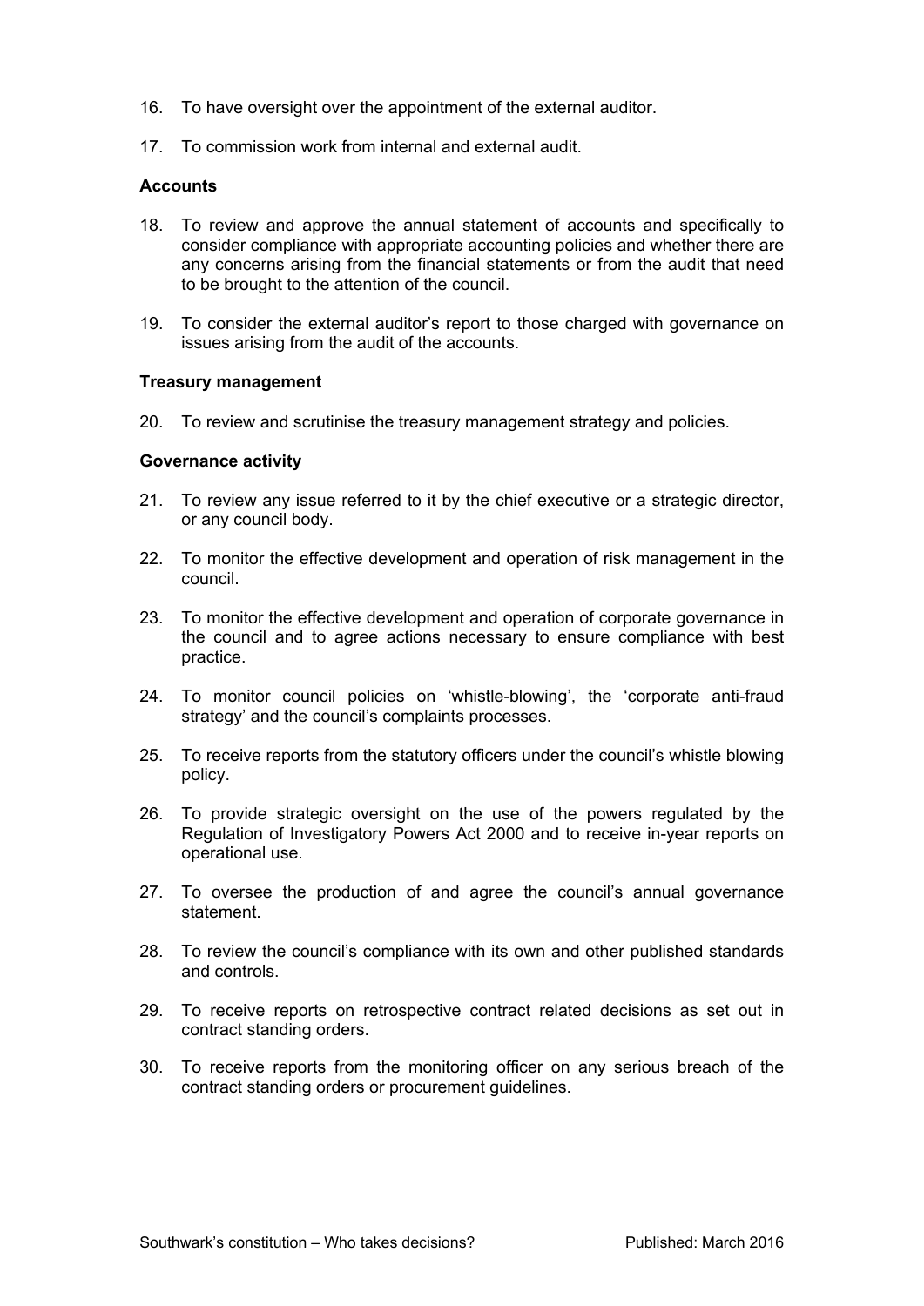16. To have oversight over the appointment of the external auditor.

17. To commission work from internal and external audit.

**Accounts**

18. To review and approve the annual statement of accounts and specifically to consider compliance with appropriate accounting policies and whether there are any concerns arising from the financial statements or from the audit that need to be brought to the attention of the council.

19. To consider the external auditor's report to those charged with governance on issues arising from the audit of the accounts.

**Treasury management**

20. To review and scrutinise the treasury management strategy and policies.

**Governance activity**

21. To review any issue referred to it by the chief executive or a strategic director, or any council body.

22. To monitor the effective development and operation of risk management in the council.

23. To monitor the effective development and operation of corporate governance in the council and to agree actions necessary to ensure compliance with best practice.

24. To monitor council policies on 'whistle-blowing', the 'corporate anti-fraud strategy' and the council's complaints processes.

25. To receive reports from the statutory officers under the council's whistle blowing policy.

26. To provide strategic oversight on the use of the powers regulated by the Regulation of Investigatory Powers Act 2000 and to receive in-year reports on operational use.

27. To oversee the production of and agree the council's annual governance statement.

28. To review the council's compliance with its own and other published standards and controls.

29. To receive reports on retrospective contract related decisions as set out in contract standing orders.

30. To receive reports from the monitoring officer on any serious breach of the contract standing orders or procurement guidelines.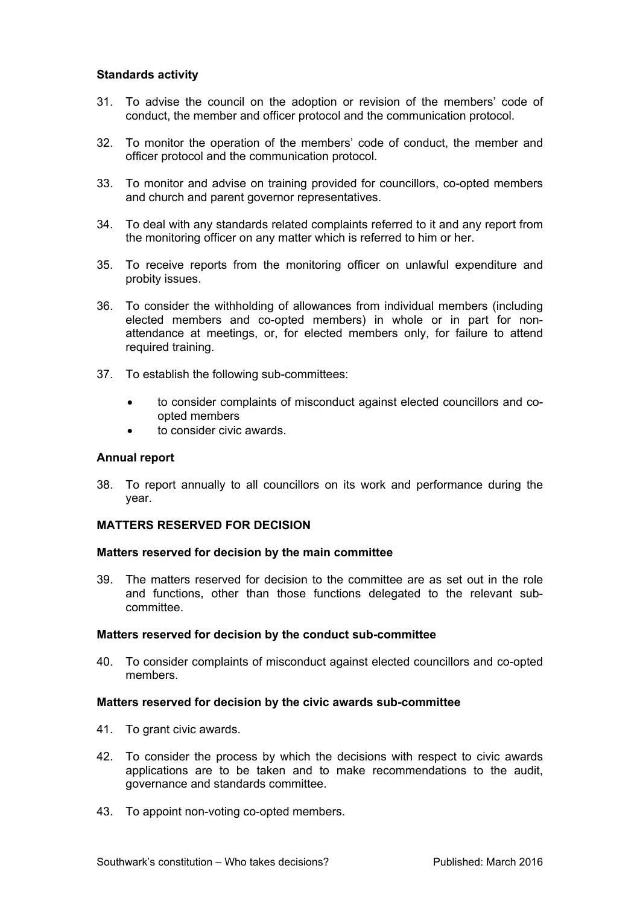**Standards activity**

31. To advise the council on the adoption or revision of the members' code of conduct, the member and officer protocol and the communication protocol.

32. To monitor the operation of the members' code of conduct, the member and officer protocol and the communication protocol.

33. To monitor and advise on training provided for councillors, co-opted members and church and parent governor representatives.

34. To deal with any standards related complaints referred to it and any report from the monitoring officer on any matter which is referred to him or her.

35. To receive reports from the monitoring officer on unlawful expenditure and probity issues.

36. To consider the withholding of allowances from individual members (including elected members and co-opted members) in whole or in part for non-attendance at meetings, or, for elected members only, for failure to attend required training.

37. To establish the following sub-committees:

    - to consider complaints of misconduct against elected councillors and co-opted members
    - to consider civic awards.

**Annual report**

38. To report annually to all councillors on its work and performance during the year.

**MATTERS RESERVED FOR DECISION**

**Matters reserved for decision by the main committee**

39. The matters reserved for decision to the committee are as set out in the role and functions, other than those functions delegated to the relevant sub-committee.

**Matters reserved for decision by the conduct sub-committee**

40. To consider complaints of misconduct against elected councillors and co-opted members.

**Matters reserved for decision by the civic awards sub-committee**

41. To grant civic awards.

42. To consider the process by which the decisions with respect to civic awards applications are to be taken and to make recommendations to the audit, governance and standards committee.

43. To appoint non-voting co-opted members.